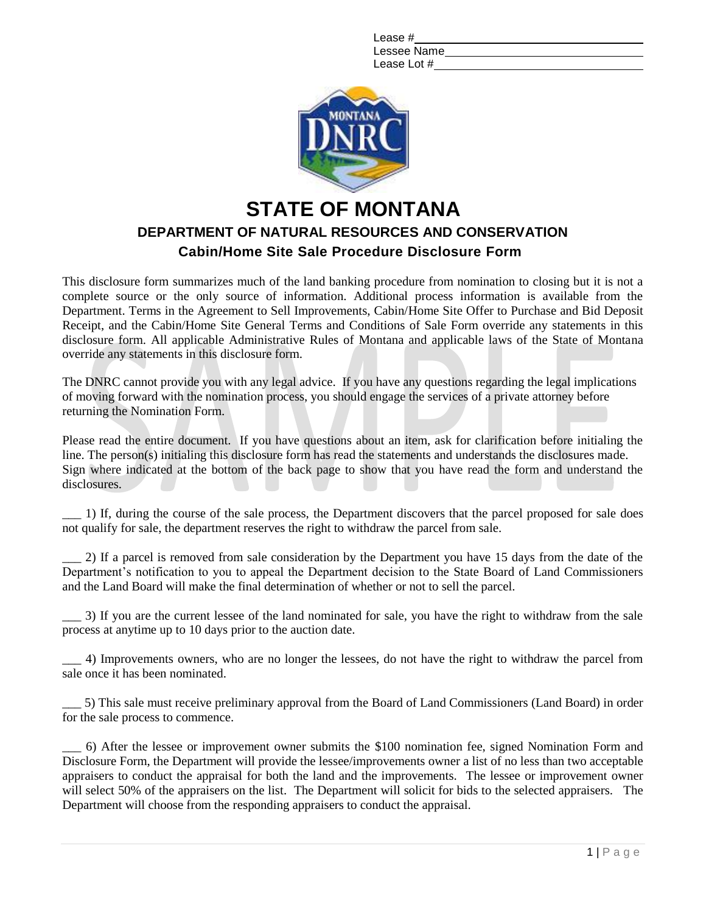Lease #\_\_\_\_\_\_\_\_\_\_\_\_\_\_\_\_\_\_\_\_\_\_\_\_\_\_\_\_\_\_
Lessee Name\_\_\_\_\_\_\_\_\_\_\_\_\_\_\_\_\_\_\_\_\_\_\_\_\_\_
Lease Lot #\_\_\_\_\_\_\_\_\_\_\_\_\_\_\_\_\_\_\_\_\_\_\_\_\_\_\_

# STATE OF MONTANA

## DEPARTMENT OF NATURAL RESOURCES AND CONSERVATION

### Cabin/Home Site Sale Procedure Disclosure Form

This disclosure form summarizes much of the land banking procedure from nomination to closing but it is not a complete source or the only source of information. Additional process information is available from the Department. Terms in the Agreement to Sell Improvements, Cabin/Home Site Offer to Purchase and Bid Deposit Receipt, and the Cabin/Home Site General Terms and Conditions of Sale Form override any statements in this disclosure form. All applicable Administrative Rules of Montana and applicable laws of the State of Montana override any statements in this disclosure form.

The DNRC cannot provide you with any legal advice. If you have any questions regarding the legal implications of moving forward with the nomination process, you should engage the services of a private attorney before returning the Nomination Form.

Please read the entire document. If you have questions about an item, ask for clarification before initialing the line. The person(s) initialing this disclosure form has read the statements and understands the disclosures made. Sign where indicated at the bottom of the back page to show that you have read the form and understand the disclosures.

\_\_\_ 1) If, during the course of the sale process, the Department discovers that the parcel proposed for sale does not qualify for sale, the department reserves the right to withdraw the parcel from sale.

\_\_\_ 2) If a parcel is removed from sale consideration by the Department you have 15 days from the date of the Department's notification to you to appeal the Department decision to the State Board of Land Commissioners and the Land Board will make the final determination of whether or not to sell the parcel.

\_\_\_ 3) If you are the current lessee of the land nominated for sale, you have the right to withdraw from the sale process at anytime up to 10 days prior to the auction date.

\_\_\_ 4) Improvements owners, who are no longer the lessees, do not have the right to withdraw the parcel from sale once it has been nominated.

\_\_\_ 5) This sale must receive preliminary approval from the Board of Land Commissioners (Land Board) in order for the sale process to commence.

\_\_\_ 6) After the lessee or improvement owner submits the $100 nomination fee, signed Nomination Form and Disclosure Form, the Department will provide the lessee/improvements owner a list of no less than two acceptable appraisers to conduct the appraisal for both the land and the improvements. The lessee or improvement owner will select 50% of the appraisers on the list. The Department will solicit for bids to the selected appraisers. The Department will choose from the responding appraisers to conduct the appraisal.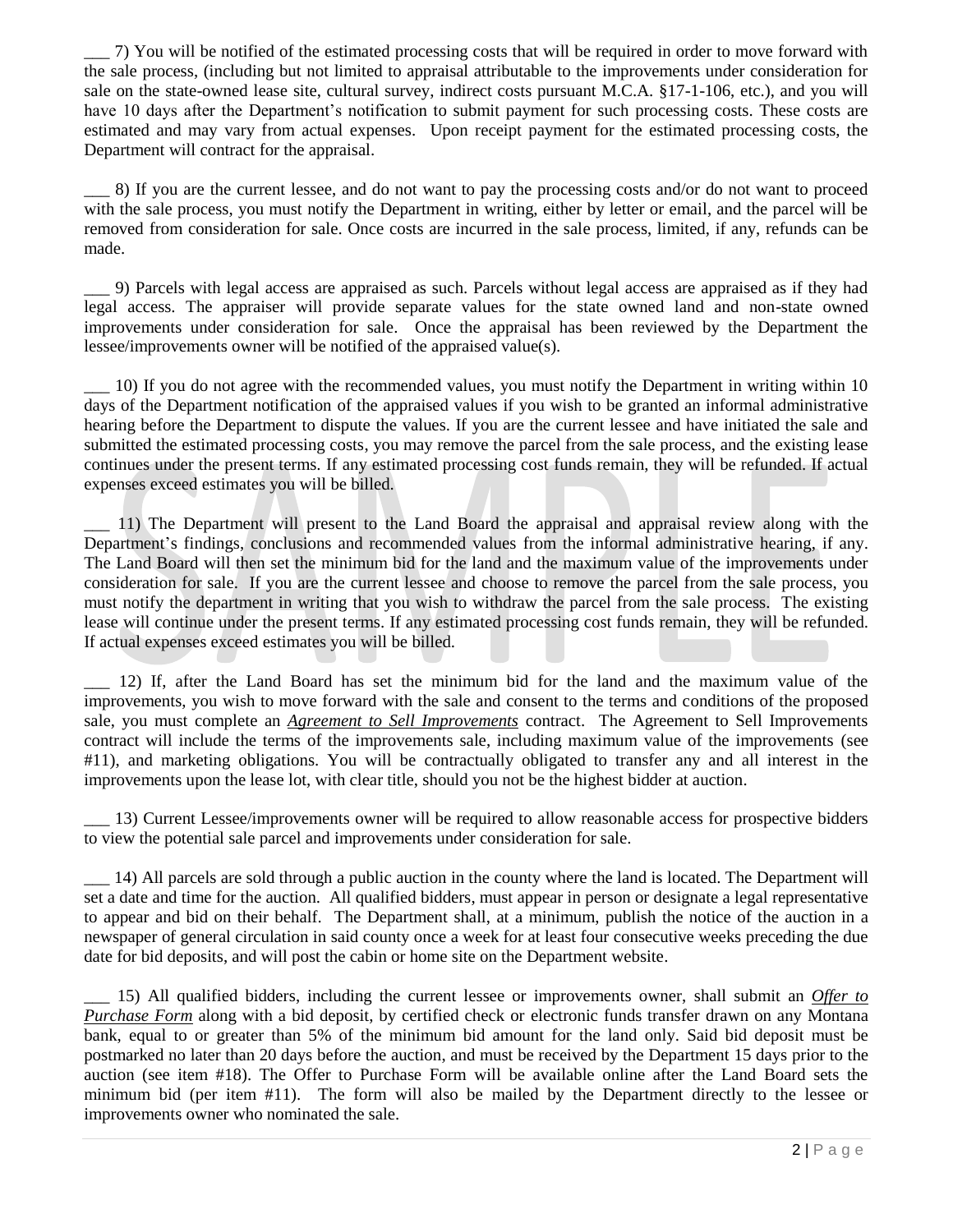___ 7) You will be notified of the estimated processing costs that will be required in order to move forward with the sale process, (including but not limited to appraisal attributable to the improvements under consideration for sale on the state-owned lease site, cultural survey, indirect costs pursuant M.C.A. §17-1-106, etc.), and you will have 10 days after the Department's notification to submit payment for such processing costs. These costs are estimated and may vary from actual expenses. Upon receipt payment for the estimated processing costs, the Department will contract for the appraisal.

___ 8) If you are the current lessee, and do not want to pay the processing costs and/or do not want to proceed with the sale process, you must notify the Department in writing, either by letter or email, and the parcel will be removed from consideration for sale. Once costs are incurred in the sale process, limited, if any, refunds can be made.

___ 9) Parcels with legal access are appraised as such. Parcels without legal access are appraised as if they had legal access. The appraiser will provide separate values for the state owned land and non-state owned improvements under consideration for sale. Once the appraisal has been reviewed by the Department the lessee/improvements owner will be notified of the appraised value(s).

___ 10) If you do not agree with the recommended values, you must notify the Department in writing within 10 days of the Department notification of the appraised values if you wish to be granted an informal administrative hearing before the Department to dispute the values. If you are the current lessee and have initiated the sale and submitted the estimated processing costs, you may remove the parcel from the sale process, and the existing lease continues under the present terms. If any estimated processing cost funds remain, they will be refunded. If actual expenses exceed estimates you will be billed.

___ 11) The Department will present to the Land Board the appraisal and appraisal review along with the Department's findings, conclusions and recommended values from the informal administrative hearing, if any. The Land Board will then set the minimum bid for the land and the maximum value of the improvements under consideration for sale. If you are the current lessee and choose to remove the parcel from the sale process, you must notify the department in writing that you wish to withdraw the parcel from the sale process. The existing lease will continue under the present terms. If any estimated processing cost funds remain, they will be refunded. If actual expenses exceed estimates you will be billed.

___ 12) If, after the Land Board has set the minimum bid for the land and the maximum value of the improvements, you wish to move forward with the sale and consent to the terms and conditions of the proposed sale, you must complete an ***Agreement to Sell Improvements*** contract. The Agreement to Sell Improvements contract will include the terms of the improvements sale, including maximum value of the improvements (see #11), and marketing obligations. You will be contractually obligated to transfer any and all interest in the improvements upon the lease lot, with clear title, should you not be the highest bidder at auction.

___ 13) Current Lessee/improvements owner will be required to allow reasonable access for prospective bidders to view the potential sale parcel and improvements under consideration for sale.

___ 14) All parcels are sold through a public auction in the county where the land is located. The Department will set a date and time for the auction. All qualified bidders, must appear in person or designate a legal representative to appear and bid on their behalf. The Department shall, at a minimum, publish the notice of the auction in a newspaper of general circulation in said county once a week for at least four consecutive weeks preceding the due date for bid deposits, and will post the cabin or home site on the Department website.

___ 15) All qualified bidders, including the current lessee or improvements owner, shall submit an *Offer to Purchase Form* along with a bid deposit, by certified check or electronic funds transfer drawn on any Montana bank, equal to or greater than 5% of the minimum bid amount for the land only. Said bid deposit must be postmarked no later than 20 days before the auction, and must be received by the Department 15 days prior to the auction (see item #18). The Offer to Purchase Form will be available online after the Land Board sets the minimum bid (per item #11). The form will also be mailed by the Department directly to the lessee or improvements owner who nominated the sale.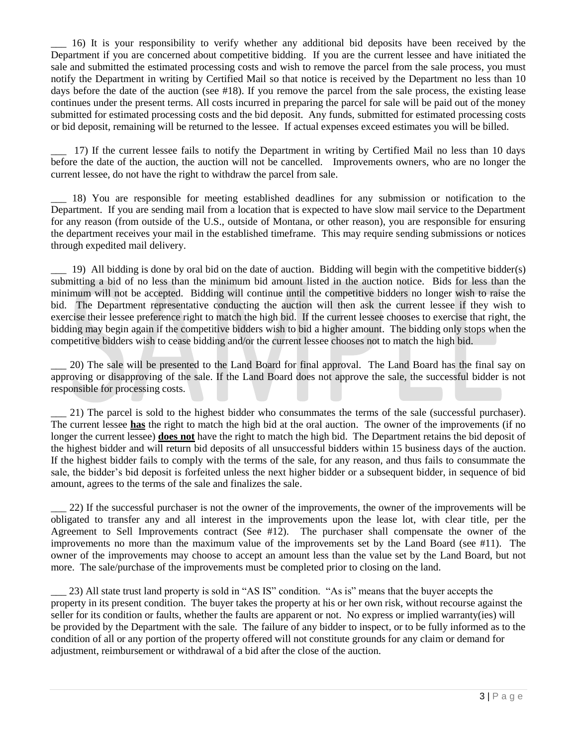___ 16) It is your responsibility to verify whether any additional bid deposits have been received by the Department if you are concerned about competitive bidding. If you are the current lessee and have initiated the sale and submitted the estimated processing costs and wish to remove the parcel from the sale process, you must notify the Department in writing by Certified Mail so that notice is received by the Department no less than 10 days before the date of the auction (see #18). If you remove the parcel from the sale process, the existing lease continues under the present terms. All costs incurred in preparing the parcel for sale will be paid out of the money submitted for estimated processing costs and the bid deposit. Any funds, submitted for estimated processing costs or bid deposit, remaining will be returned to the lessee. If actual expenses exceed estimates you will be billed.

___ 17) If the current lessee fails to notify the Department in writing by Certified Mail no less than 10 days before the date of the auction, the auction will not be cancelled. Improvements owners, who are no longer the current lessee, do not have the right to withdraw the parcel from sale.

___ 18) You are responsible for meeting established deadlines for any submission or notification to the Department. If you are sending mail from a location that is expected to have slow mail service to the Department for any reason (from outside of the U.S., outside of Montana, or other reason), you are responsible for ensuring the department receives your mail in the established timeframe. This may require sending submissions or notices through expedited mail delivery.

___ 19) All bidding is done by oral bid on the date of auction. Bidding will begin with the competitive bidder(s) submitting a bid of no less than the minimum bid amount listed in the auction notice. Bids for less than the minimum will not be accepted. Bidding will continue until the competitive bidders no longer wish to raise the bid. The Department representative conducting the auction will then ask the current lessee if they wish to exercise their lessee preference right to match the high bid. If the current lessee chooses to exercise that right, the bidding may begin again if the competitive bidders wish to bid a higher amount. The bidding only stops when the competitive bidders wish to cease bidding and/or the current lessee chooses not to match the high bid.

___ 20) The sale will be presented to the Land Board for final approval. The Land Board has the final say on approving or disapproving of the sale. If the Land Board does not approve the sale, the successful bidder is not responsible for processing costs.

___ 21) The parcel is sold to the highest bidder who consummates the terms of the sale (successful purchaser). The current lessee **has** the right to match the high bid at the oral auction. The owner of the improvements (if no longer the current lessee) **does not** have the right to match the high bid. The Department retains the bid deposit of the highest bidder and will return bid deposits of all unsuccessful bidders within 15 business days of the auction. If the highest bidder fails to comply with the terms of the sale, for any reason, and thus fails to consummate the sale, the bidder's bid deposit is forfeited unless the next higher bidder or a subsequent bidder, in sequence of bid amount, agrees to the terms of the sale and finalizes the sale.

___ 22) If the successful purchaser is not the owner of the improvements, the owner of the improvements will be obligated to transfer any and all interest in the improvements upon the lease lot, with clear title, per the Agreement to Sell Improvements contract (See #12). The purchaser shall compensate the owner of the improvements no more than the maximum value of the improvements set by the Land Board (see #11). The owner of the improvements may choose to accept an amount less than the value set by the Land Board, but not more. The sale/purchase of the improvements must be completed prior to closing on the land.

___ 23) All state trust land property is sold in "AS IS" condition. "As is" means that the buyer accepts the property in its present condition. The buyer takes the property at his or her own risk, without recourse against the seller for its condition or faults, whether the faults are apparent or not. No express or implied warranty(ies) will be provided by the Department with the sale. The failure of any bidder to inspect, or to be fully informed as to the condition of all or any portion of the property offered will not constitute grounds for any claim or demand for adjustment, reimbursement or withdrawal of a bid after the close of the auction.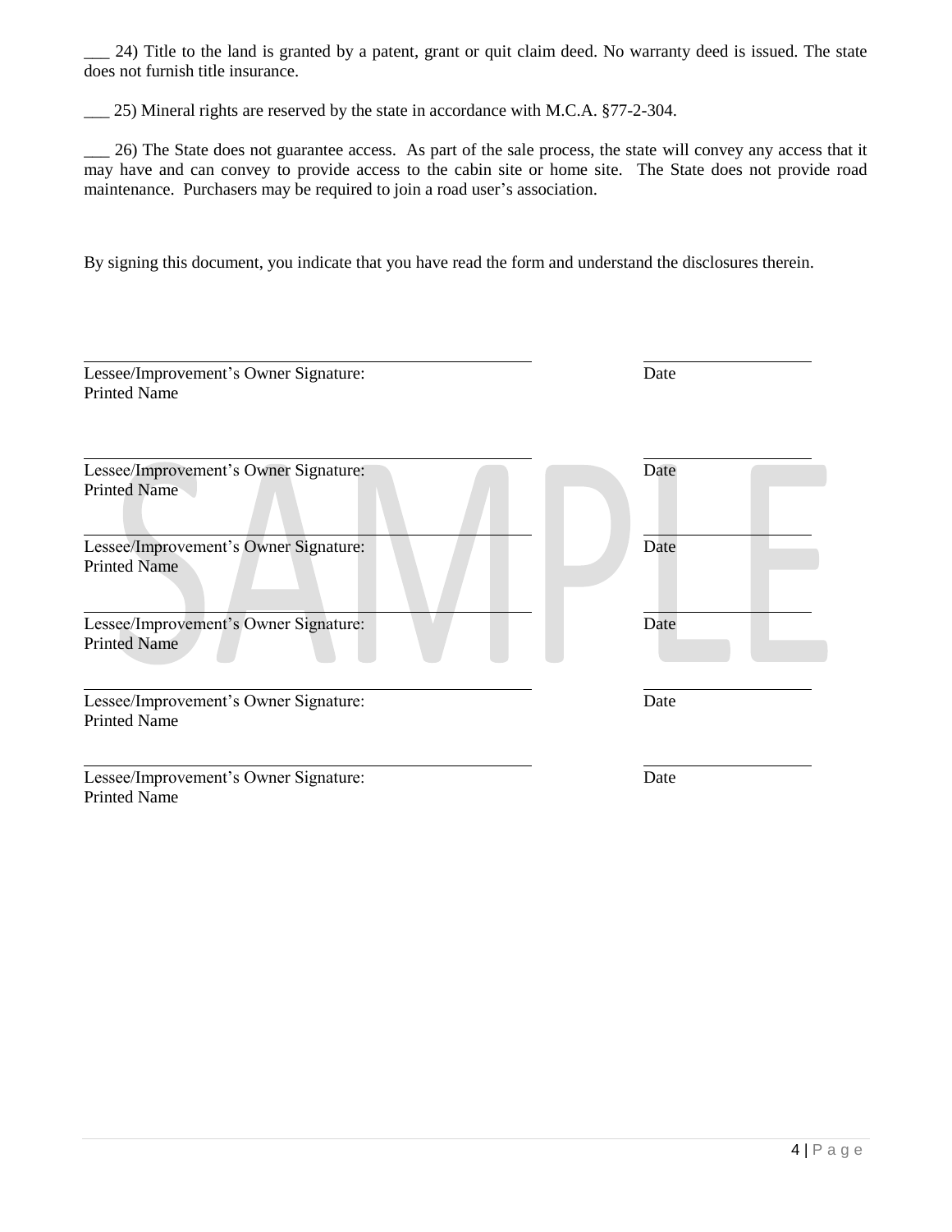___ 24) Title to the land is granted by a patent, grant or quit claim deed. No warranty deed is issued. The state does not furnish title insurance.

___ 25) Mineral rights are reserved by the state in accordance with M.C.A. §77-2-304.

___ 26) The State does not guarantee access. As part of the sale process, the state will convey any access that it may have and can convey to provide access to the cabin site or home site. The State does not provide road maintenance. Purchasers may be required to join a road user's association.

By signing this document, you indicate that you have read the form and understand the disclosures therein.

Lessee/Improvement's Owner Signature: ______________________ Date ____________
Printed Name

Lessee/Improvement's Owner Signature: ______________________ Date ____________
Printed Name

Lessee/Improvement's Owner Signature: ______________________ Date ____________
Printed Name

Lessee/Improvement's Owner Signature: ______________________ Date ____________
Printed Name

Lessee/Improvement's Owner Signature: ______________________ Date ____________
Printed Name

Lessee/Improvement's Owner Signature: ______________________ Date ____________
Printed Name